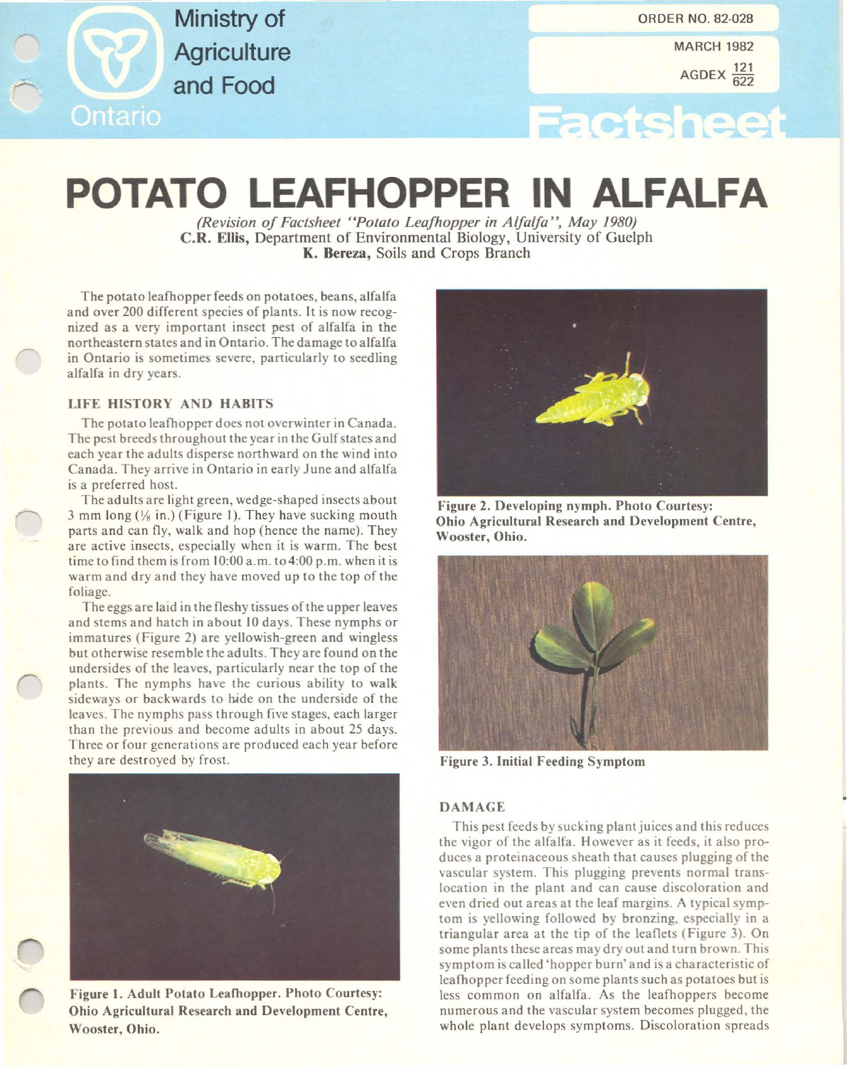Ministry of Agriculture and Food

Ontario

ORDER NO. 82-028

MARCH 1982

AGDEX $\frac{121}{622}$

Factsheet

# POTATO LEAFHOPPER IN ALFALFA

*(Revision of Factsheet "Potato Leafhopper in Alfalfa", May 1980)*

**C.R. Ellis**, Department of Environmental Biology, University of Guelph

**K. Bereza**, Soils and Crops Branch

The potato leafhopper feeds on potatoes, beans, alfalfa and over 200 different species of plants. It is now recognized as a very important insect pest of alfalfa in the northeastern states and in Ontario. The damage to alfalfa in Ontario is sometimes severe, particularly to seedling alfalfa in dry years.

## LIFE HISTORY AND HABITS

The potato leafhopper does not overwinter in Canada. The pest breeds throughout the year in the Gulf states and each year the adults disperse northward on the wind into Canada. They arrive in Ontario in early June and alfalfa is a preferred host.

The adults are light green, wedge-shaped insects about 3 mm long (⅛ in.) (Figure 1). They have sucking mouth parts and can fly, walk and hop (hence the name). They are active insects, especially when it is warm. The best time to find them is from 10:00 a.m. to 4:00 p.m. when it is warm and dry and they have moved up to the top of the foliage.

The eggs are laid in the fleshy tissues of the upper leaves and stems and hatch in about 10 days. These nymphs or immatures (Figure 2) are yellowish-green and wingless but otherwise resemble the adults. They are found on the undersides of the leaves, particularly near the top of the plants. The nymphs have the curious ability to walk sideways or backwards to hide on the underside of the leaves. The nymphs pass through five stages, each larger than the previous and become adults in about 25 days. Three or four generations are produced each year before they are destroyed by frost.

**Figure 1. Adult Potato Leafhopper. Photo Courtesy: Ohio Agricultural Research and Development Centre, Wooster, Ohio.**

**Figure 2. Developing nymph. Photo Courtesy: Ohio Agricultural Research and Development Centre, Wooster, Ohio.**

**Figure 3. Initial Feeding Symptom**

## DAMAGE

This pest feeds by sucking plant juices and this reduces the vigor of the alfalfa. However as it feeds, it also produces a proteinaceous sheath that causes plugging of the vascular system. This plugging prevents normal translocation in the plant and can cause discoloration and even dried out areas at the leaf margins. A typical symptom is yellowing followed by bronzing, especially in a triangular area at the tip of the leaflets (Figure 3). On some plants these areas may dry out and turn brown. This symptom is called 'hopper burn' and is a characteristic of leafhopper feeding on some plants such as potatoes but is less common on alfalfa. As the leafhoppers become numerous and the vascular system becomes plugged, the whole plant develops symptoms. Discoloration spreads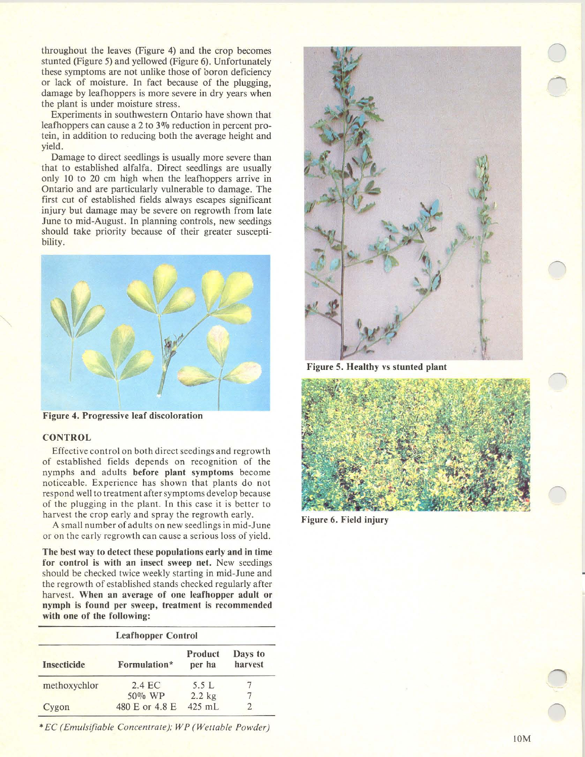throughout the leaves (Figure 4) and the crop becomes stunted (Figure 5) and yellowed (Figure 6). Unfortunately these symptoms are not unlike those of boron deficiency or lack of moisture. In fact because of the plugging, damage by leafhoppers is more severe in dry years when the plant is under moisture stress.

Experiments in southwestern Ontario have shown that leafhoppers can cause a 2 to 3% reduction in percent protein, in addition to reducing both the average height and yield.

Damage to direct seedlings is usually more severe than that to established alfalfa. Direct seedlings are usually only 10 to 20 cm high when the leafhoppers arrive in Ontario and are particularly vulnerable to damage. The first cut of established fields always escapes significant injury but damage may be severe on regrowth from late June to mid-August. In planning controls, new seedings should take priority because of their greater susceptibility.

**Figure 4. Progressive leaf discoloration**

## CONTROL

Effective control on both direct seedings and regrowth of established fields depends on recognition of the nymphs and adults **before plant symptoms** become noticeable. Experience has shown that plants do not respond well to treatment after symptoms develop because of the plugging in the plant. In this case it is better to harvest the crop early and spray the regrowth early.

A small number of adults on new seedlings in mid-June or on the early regrowth can cause a serious loss of yield.

**The best way to detect these populations early and in time for control is with an insect sweep net.** New seedings should be checked twice weekly starting in mid-June and the regrowth of established stands checked regularly after harvest. **When an average of one leafhopper adult or nymph is found per sweep, treatment is recommended with one of the following:**

**Leafhopper Control**

| Insecticide | Formulation* | Product per ha | Days to harvest |
|---|---|---|---|
| methoxychlor | 2.4 EC | 5.5 L | 7 |
| | 50% WP | 2.2 kg | 7 |
| Cygon | 480 E or 4.8 E | 425 mL | 2 |

*\*EC (Emulsifiable Concentrate); WP (Wettable Powder)*

**Figure 5. Healthy vs stunted plant**

**Figure 6. Field injury**